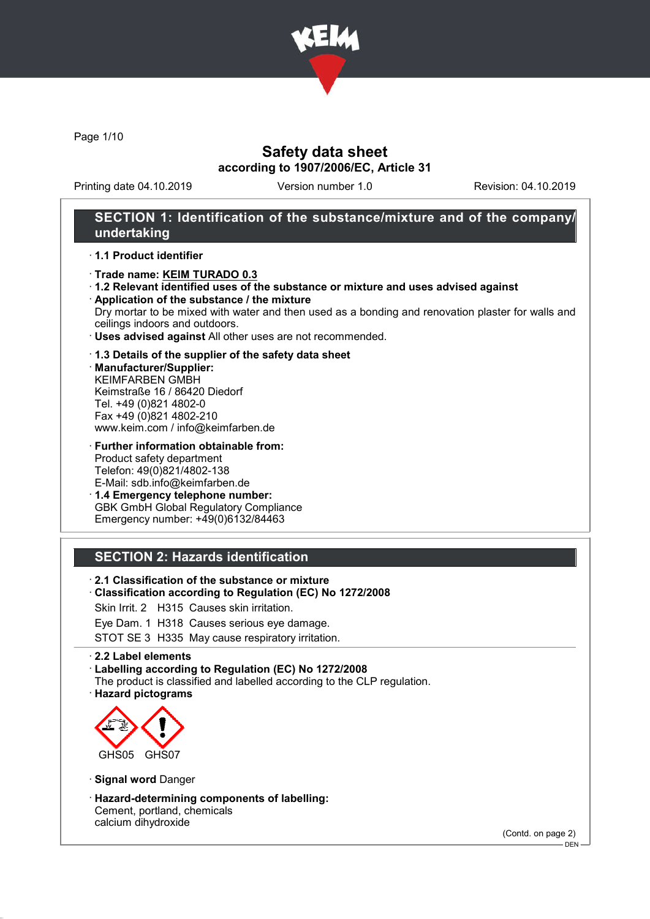# Safety data sheet

**according to 1907/2006/EC, Article 31**

Printing date 04.10.2019 Version number 1.0 Revision: 04.10.2019

## SECTION 1: Identification of the substance/mixture and of the company/undertaking

- **1.1 Product identifier**
- **Trade name: KEIM TURADO 0.3**
- **1.2 Relevant identified uses of the substance or mixture and uses advised against**
- **Application of the substance / the mixture**
  Dry mortar to be mixed with water and then used as a bonding and renovation plaster for walls and ceilings indoors and outdoors.
- **Uses advised against** All other uses are not recommended.
- **1.3 Details of the supplier of the safety data sheet**
- **Manufacturer/Supplier:**
  KEIMFARBEN GMBH
  Keimstraße 16 / 86420 Diedorf
  Tel. +49 (0)821 4802-0
  Fax +49 (0)821 4802-210
  www.keim.com / info@keimfarben.de
- **Further information obtainable from:**
  Product safety department
  Telefon: 49(0)821/4802-138
  E-Mail: sdb.info@keimfarben.de
- **1.4 Emergency telephone number:**
  GBK GmbH Global Regulatory Compliance
  Emergency number: +49(0)6132/84463

## SECTION 2: Hazards identification

- **2.1 Classification of the substance or mixture**
- **Classification according to Regulation (EC) No 1272/2008**

  Skin Irrit. 2 H315 Causes skin irritation.

  Eye Dam. 1 H318 Causes serious eye damage.

  STOT SE 3 H335 May cause respiratory irritation.

- **2.2 Label elements**
- **Labelling according to Regulation (EC) No 1272/2008**
  The product is classified and labelled according to the CLP regulation.
- **Hazard pictograms**

  GHS05 GHS07

- **Signal word** Danger
- **Hazard-determining components of labelling:**
  Cement, portland, chemicals
  calcium dihydroxide

(Contd. on page 2)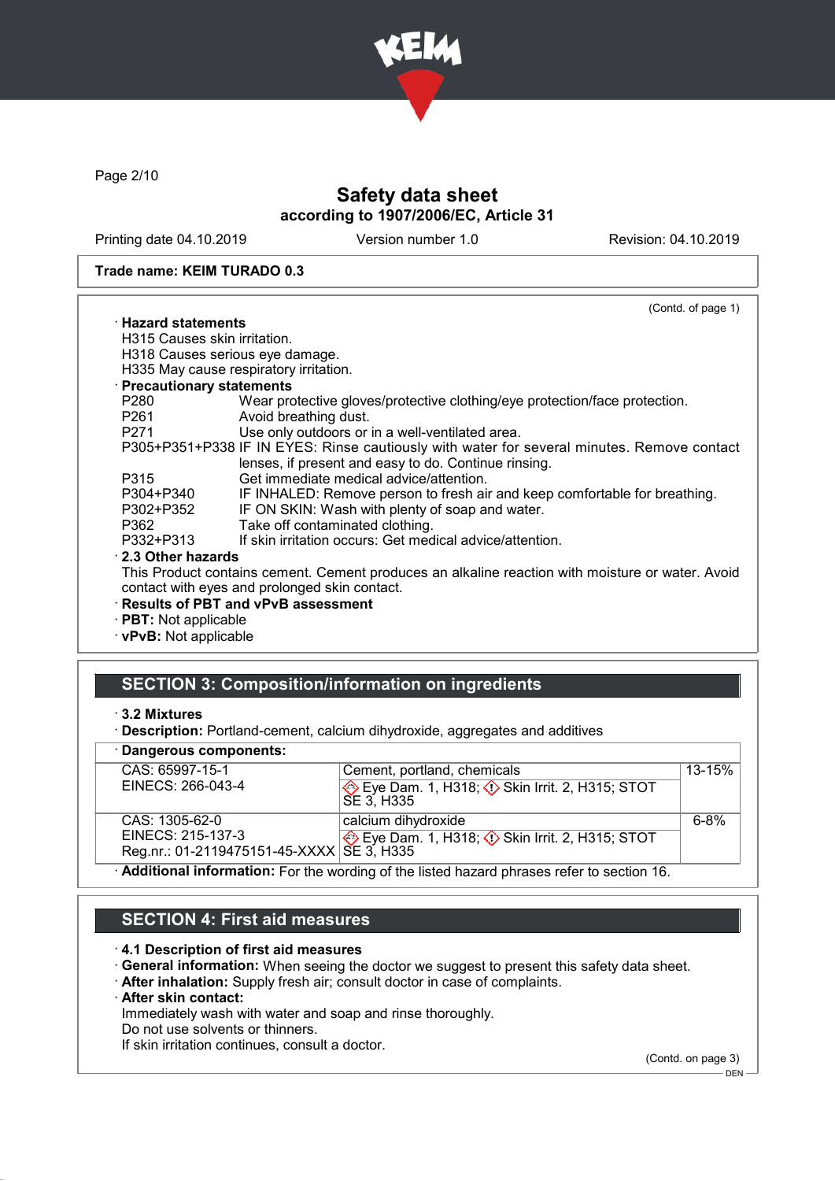# Safety data sheet

**according to 1907/2006/EC, Article 31**

Printing date 04.10.2019 | Version number 1.0 | Revision: 04.10.2019

**Trade name: KEIM TURADO 0.3**

(Contd. of page 1)

· **Hazard statements**
H315 Causes skin irritation.
H318 Causes serious eye damage.
H335 May cause respiratory irritation.

· **Precautionary statements**

| | |
|---|---|
| P280 | Wear protective gloves/protective clothing/eye protection/face protection. |
| P261 | Avoid breathing dust. |
| P271 | Use only outdoors or in a well-ventilated area. |
| P305+P351+P338 | IF IN EYES: Rinse cautiously with water for several minutes. Remove contact lenses, if present and easy to do. Continue rinsing. |
| P315 | Get immediate medical advice/attention. |
| P304+P340 | IF INHALED: Remove person to fresh air and keep comfortable for breathing. |
| P302+P352 | IF ON SKIN: Wash with plenty of soap and water. |
| P362 | Take off contaminated clothing. |
| P332+P313 | If skin irritation occurs: Get medical advice/attention. |

· **2.3 Other hazards**
This Product contains cement. Cement produces an alkaline reaction with moisture or water. Avoid contact with eyes and prolonged skin contact.

· **Results of PBT and vPvB assessment**
· **PBT:** Not applicable
· **vPvB:** Not applicable

## SECTION 3: Composition/information on ingredients

· **3.2 Mixtures**
· **Description:** Portland-cement, calcium dihydroxide, aggregates and additives

· **Dangerous components:**

| | | |
|---|---|---|
| CAS: 65997-15-1<br>EINECS: 266-043-4 | Cement, portland, chemicals<br>Eye Dam. 1, H318; Skin Irrit. 2, H315; STOT SE 3, H335 | 13-15% |
| CAS: 1305-62-0<br>EINECS: 215-137-3<br>Reg.nr.: 01-2119475151-45-XXXX | calcium dihydroxide<br>Eye Dam. 1, H318; Skin Irrit. 2, H315; STOT SE 3, H335 | 6-8% |

· **Additional information:** For the wording of the listed hazard phrases refer to section 16.

## SECTION 4: First aid measures

· **4.1 Description of first aid measures**
· **General information:** When seeing the doctor we suggest to present this safety data sheet.
· **After inhalation:** Supply fresh air; consult doctor in case of complaints.
· **After skin contact:**
Immediately wash with water and soap and rinse thoroughly.
Do not use solvents or thinners.
If skin irritation continues, consult a doctor.

(Contd. on page 3)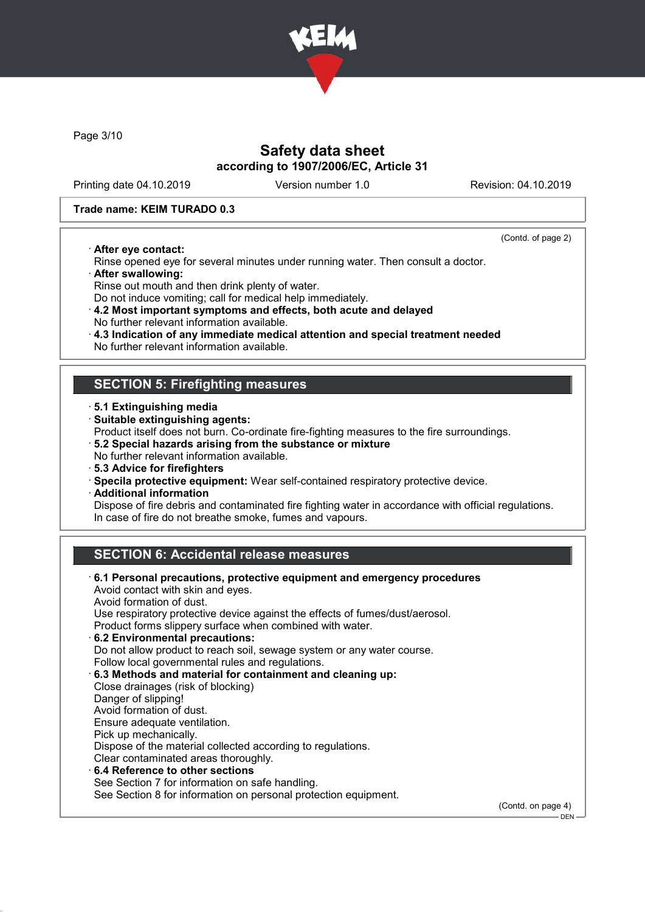Trade name: KEIM TURADO 0.3

(Contd. of page 2)

· **After eye contact:**
Rinse opened eye for several minutes under running water. Then consult a doctor.
· **After swallowing:**
Rinse out mouth and then drink plenty of water.
Do not induce vomiting; call for medical help immediately.
· **4.2 Most important symptoms and effects, both acute and delayed**
No further relevant information available.
· **4.3 Indication of any immediate medical attention and special treatment needed**
No further relevant information available.

## SECTION 5: Firefighting measures

· **5.1 Extinguishing media**
· **Suitable extinguishing agents:**
Product itself does not burn. Co-ordinate fire-fighting measures to the fire surroundings.
· **5.2 Special hazards arising from the substance or mixture**
No further relevant information available.
· **5.3 Advice for firefighters**
· **Specila protective equipment:** Wear self-contained respiratory protective device.
· **Additional information**
Dispose of fire debris and contaminated fire fighting water in accordance with official regulations.
In case of fire do not breathe smoke, fumes and vapours.

## SECTION 6: Accidental release measures

· **6.1 Personal precautions, protective equipment and emergency procedures**
Avoid contact with skin and eyes.
Avoid formation of dust.
Use respiratory protective device against the effects of fumes/dust/aerosol.
Product forms slippery surface when combined with water.
· **6.2 Environmental precautions:**
Do not allow product to reach soil, sewage system or any water course.
Follow local governmental rules and regulations.
· **6.3 Methods and material for containment and cleaning up:**
Close drainages (risk of blocking)
Danger of slipping!
Avoid formation of dust.
Ensure adequate ventilation.
Pick up mechanically.
Dispose of the material collected according to regulations.
Clear contaminated areas thoroughly.
· **6.4 Reference to other sections**
See Section 7 for information on safe handling.
See Section 8 for information on personal protection equipment.

(Contd. on page 4)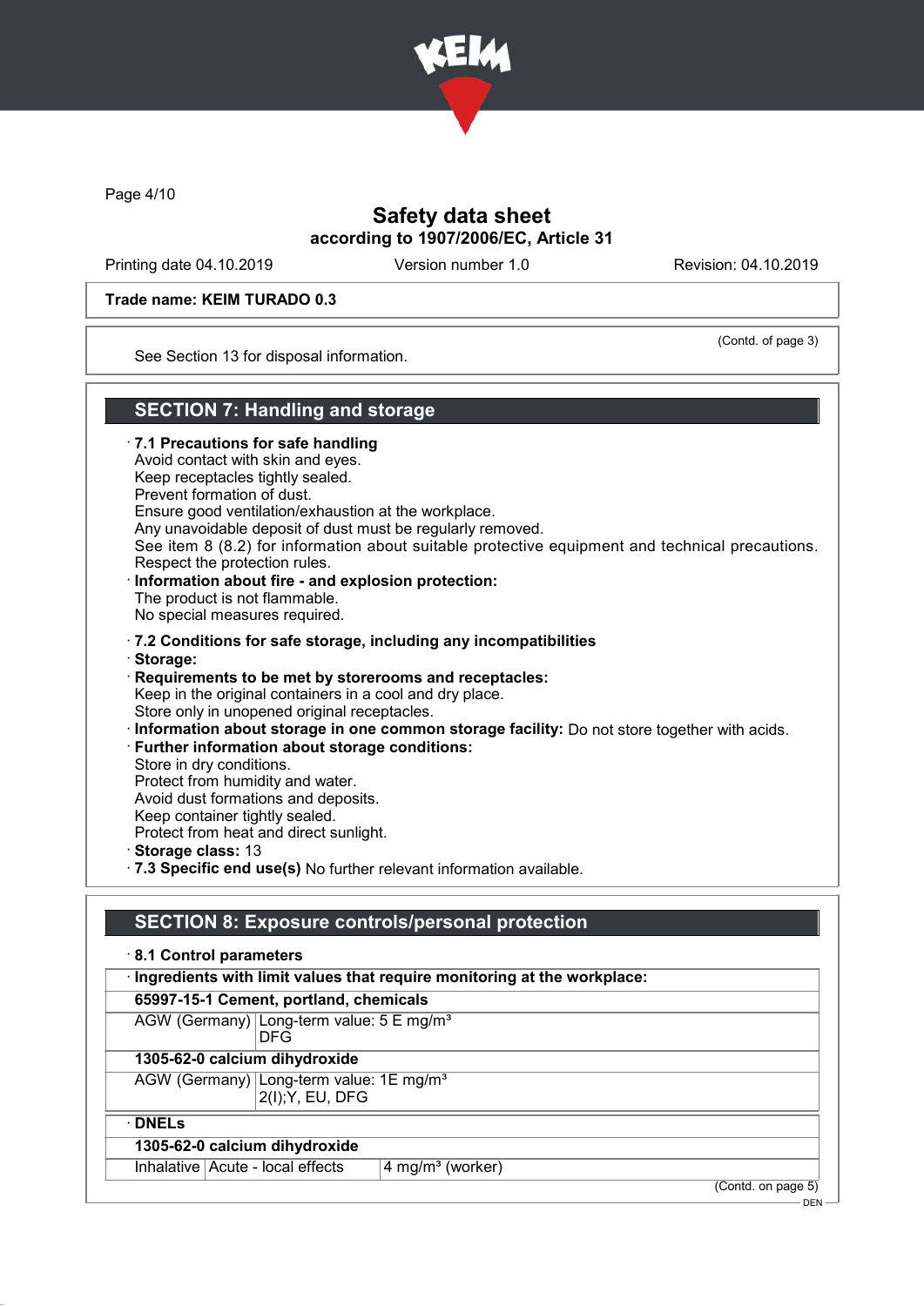Trade name: KEIM TURADO 0.3

(Contd. of page 3)

See Section 13 for disposal information.

## SECTION 7: Handling and storage

· **7.1 Precautions for safe handling**
Avoid contact with skin and eyes.
Keep receptacles tightly sealed.
Prevent formation of dust.
Ensure good ventilation/exhaustion at the workplace.
Any unavoidable deposit of dust must be regularly removed.
See item 8 (8.2) for information about suitable protective equipment and technical precautions.
Respect the protection rules.

· **Information about fire - and explosion protection:**
The product is not flammable.
No special measures required.

· **7.2 Conditions for safe storage, including any incompatibilities**
· **Storage:**
· **Requirements to be met by storerooms and receptacles:**
Keep in the original containers in a cool and dry place.
Store only in unopened original receptacles.
· **Information about storage in one common storage facility:** Do not store together with acids.
· **Further information about storage conditions:**
Store in dry conditions.
Protect from humidity and water.
Avoid dust formations and deposits.
Keep container tightly sealed.
Protect from heat and direct sunlight.
· **Storage class:** 13
· **7.3 Specific end use(s)** No further relevant information available.

## SECTION 8: Exposure controls/personal protection

· **8.1 Control parameters**

| · **Ingredients with limit values that require monitoring at the workplace:** | |
|---|---|
| **65997-15-1 Cement, portland, chemicals** | |
| AGW (Germany) | Long-term value: 5 E mg/m³<br>DFG |
| **1305-62-0 calcium dihydroxide** | |
| AGW (Germany) | Long-term value: 1E mg/m³<br>2(I);Y, EU, DFG |

| · **DNELs** | | |
|---|---|---|
| **1305-62-0 calcium dihydroxide** | | |
| Inhalative | Acute - local effects | 4 mg/m³ (worker) |

(Contd. on page 5)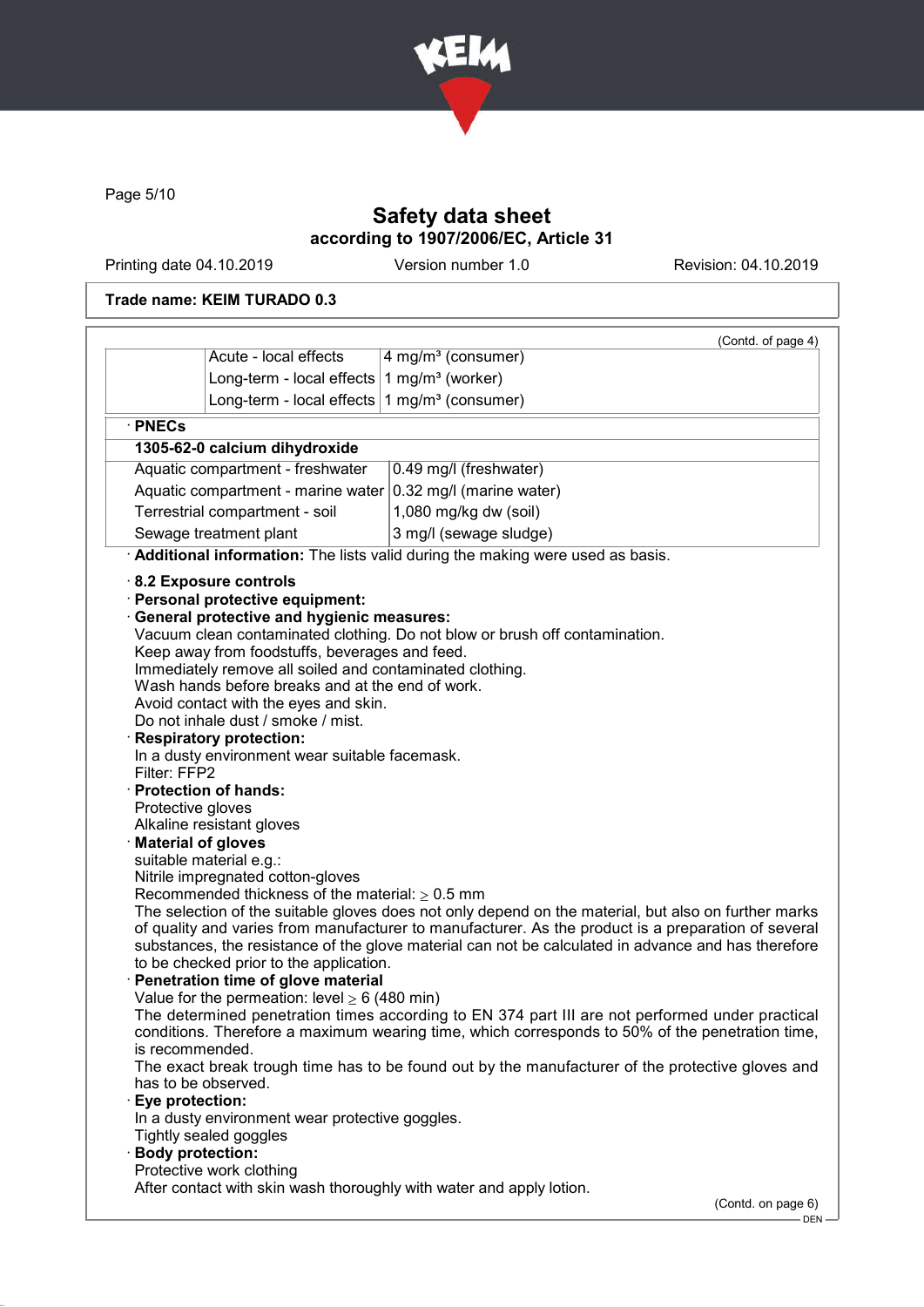Trade name: KEIM TURADO 0.3

(Contd. of page 4)

| | | |
|---|---|---|
| | Acute - local effects | 4 mg/m³ (consumer) |
| | Long-term - local effects | 1 mg/m³ (worker) |
| | Long-term - local effects | 1 mg/m³ (consumer) |

· **PNECs**

| **1305-62-0 calcium dihydroxide** | |
|---|---|
| Aquatic compartment - freshwater | 0.49 mg/l (freshwater) |
| Aquatic compartment - marine water | 0.32 mg/l (marine water) |
| Terrestrial compartment - soil | 1,080 mg/kg dw (soil) |
| Sewage treatment plant | 3 mg/l (sewage sludge) |

· **Additional information:** The lists valid during the making were used as basis.

· **8.2 Exposure controls**
· **Personal protective equipment:**
· **General protective and hygienic measures:**
Vacuum clean contaminated clothing. Do not blow or brush off contamination.
Keep away from foodstuffs, beverages and feed.
Immediately remove all soiled and contaminated clothing.
Wash hands before breaks and at the end of work.
Avoid contact with the eyes and skin.
Do not inhale dust / smoke / mist.

· **Respiratory protection:**
In a dusty environment wear suitable facemask.
Filter: FFP2

· **Protection of hands:**
Protective gloves
Alkaline resistant gloves

· **Material of gloves**
suitable material e.g.:
Nitrile impregnated cotton-gloves
Recommended thickness of the material: ≥ 0.5 mm
The selection of the suitable gloves does not only depend on the material, but also on further marks of quality and varies from manufacturer to manufacturer. As the product is a preparation of several substances, the resistance of the glove material can not be calculated in advance and has therefore to be checked prior to the application.

· **Penetration time of glove material**
Value for the permeation: level ≥ 6 (480 min)
The determined penetration times according to EN 374 part III are not performed under practical conditions. Therefore a maximum wearing time, which corresponds to 50% of the penetration time, is recommended.
The exact break trough time has to be found out by the manufacturer of the protective gloves and has to be observed.

· **Eye protection:**
In a dusty environment wear protective goggles.
Tightly sealed goggles

· **Body protection:**
Protective work clothing
After contact with skin wash thoroughly with water and apply lotion.

(Contd. on page 6)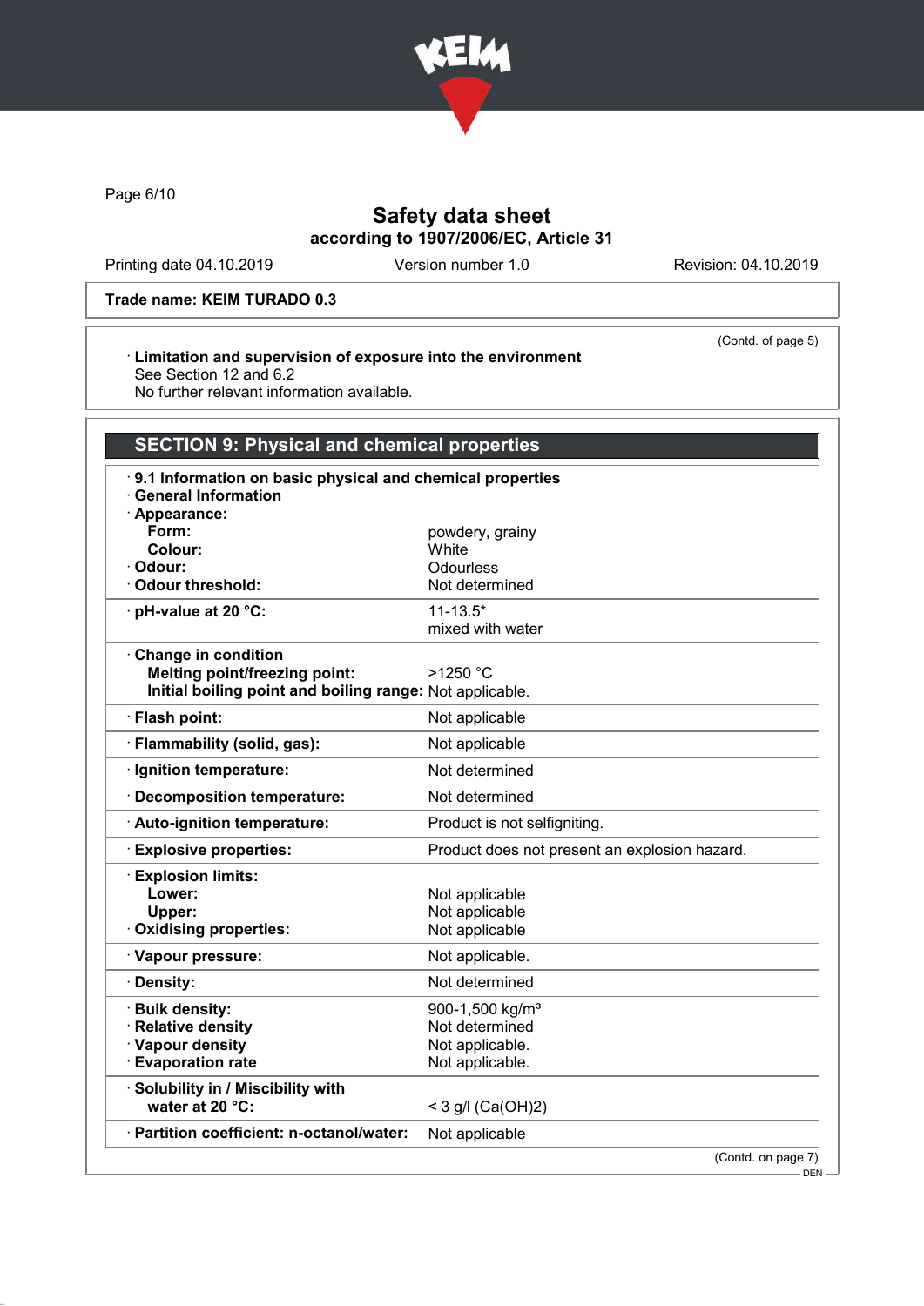Trade name: KEIM TURADO 0.3

(Contd. of page 5)

· **Limitation and supervision of exposure into the environment**
See Section 12 and 6.2
No further relevant information available.

## SECTION 9: Physical and chemical properties

· **9.1 Information on basic physical and chemical properties**
· **General Information**

| Property | Value |
|---|---|
| · **Appearance:** | |
| **Form:** | powdery, grainy |
| **Colour:** | White |
| · **Odour:** | Odourless |
| · **Odour threshold:** | Not determined |
| · **pH-value at 20 °C:** | 11-13.5* mixed with water |
| · **Change in condition** | |
| **Melting point/freezing point:** | >1250 °C |
| **Initial boiling point and boiling range:** | Not applicable. |
| · **Flash point:** | Not applicable |
| · **Flammability (solid, gas):** | Not applicable |
| · **Ignition temperature:** | Not determined |
| · **Decomposition temperature:** | Not determined |
| · **Auto-ignition temperature:** | Product is not selfigniting. |
| · **Explosive properties:** | Product does not present an explosion hazard. |
| · **Explosion limits:** | |
| **Lower:** | Not applicable |
| **Upper:** | Not applicable |
| · **Oxidising properties:** | Not applicable |
| · **Vapour pressure:** | Not applicable. |
| · **Density:** | Not determined |
| · **Bulk density:** | 900-1,500 kg/m³ |
| · **Relative density** | Not determined |
| · **Vapour density** | Not applicable. |
| · **Evaporation rate** | Not applicable. |
| · **Solubility in / Miscibility with water at 20 °C:** | < 3 g/l ($Ca(OH)_2$) |
| · **Partition coefficient: n-octanol/water:** | Not applicable |

(Contd. on page 7)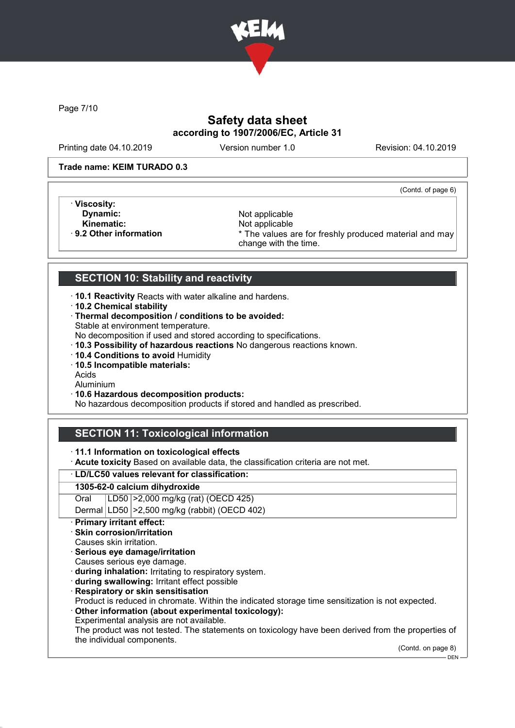Safety data sheet
according to 1907/2006/EC, Article 31

Printing date 04.10.2019 Version number 1.0 Revision: 04.10.2019

**Trade name: KEIM TURADO 0.3**

(Contd. of page 6)

· **Viscosity:**
  - **Dynamic:** Not applicable
  - **Kinematic:** Not applicable

· **9.2 Other information** * The values are for freshly produced material and may change with the time.

## SECTION 10: Stability and reactivity

· **10.1 Reactivity** Reacts with water alkaline and hardens.
· **10.2 Chemical stability**
· **Thermal decomposition / conditions to be avoided:**
Stable at environment temperature.
No decomposition if used and stored according to specifications.
· **10.3 Possibility of hazardous reactions** No dangerous reactions known.
· **10.4 Conditions to avoid** Humidity
· **10.5 Incompatible materials:**
Acids
Aluminium
· **10.6 Hazardous decomposition products:**
No hazardous decomposition products if stored and handled as prescribed.

## SECTION 11: Toxicological information

· **11.1 Information on toxicological effects**
· **Acute toxicity** Based on available data, the classification criteria are not met.

· **LD/LC50 values relevant for classification:**

| **1305-62-0 calcium dihydroxide** | | |
|---|---|---|
| Oral | LD50 | >2,000 mg/kg (rat) (OECD 425) |
| Dermal | LD50 | >2,500 mg/kg (rabbit) (OECD 402) |

· **Primary irritant effect:**
· **Skin corrosion/irritation**
Causes skin irritation.
· **Serious eye damage/irritation**
Causes serious eye damage.
· **during inhalation:** Irritating to respiratory system.
· **during swallowing:** Irritant effect possible
· **Respiratory or skin sensitisation**
Product is reduced in chromate. Within the indicated storage time sensitization is not expected.
· **Other information (about experimental toxicology):**
Experimental analysis are not available.
The product was not tested. The statements on toxicology have been derived from the properties of the individual components.

(Contd. on page 8)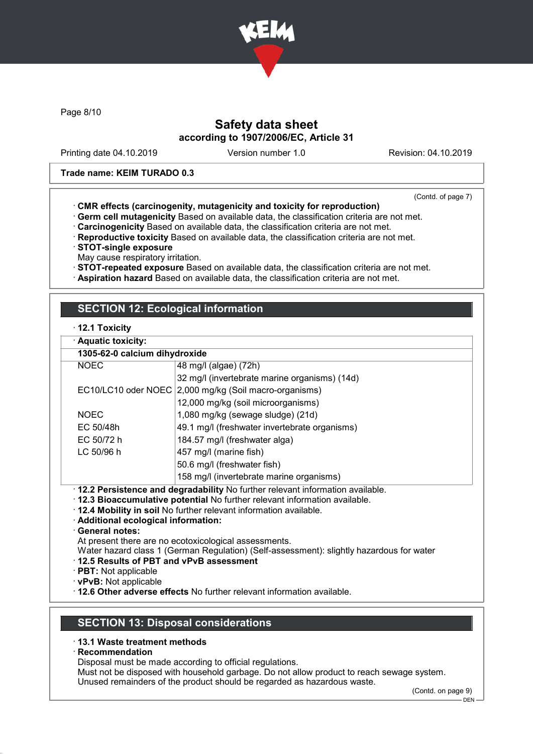Safety data sheet
according to 1907/2006/EC, Article 31

Printing date 04.10.2019 Version number 1.0 Revision: 04.10.2019

**Trade name: KEIM TURADO 0.3**

(Contd. of page 7)

- **CMR effects (carcinogenity, mutagenicity and toxicity for reproduction)**
- **Germ cell mutagenicity** Based on available data, the classification criteria are not met.
- **Carcinogenicity** Based on available data, the classification criteria are not met.
- **Reproductive toxicity** Based on available data, the classification criteria are not met.
- **STOT-single exposure**
  May cause respiratory irritation.
- **STOT-repeated exposure** Based on available data, the classification criteria are not met.
- **Aspiration hazard** Based on available data, the classification criteria are not met.

## SECTION 12: Ecological information

- **12.1 Toxicity**
- **Aquatic toxicity:**

| **1305-62-0 calcium dihydroxide** | |
|---|---|
| NOEC | 48 mg/l (algae) (72h) |
| | 32 mg/l (invertebrate marine organisms) (14d) |
| EC10/LC10 oder NOEC | 2,000 mg/kg (Soil macro-organisms) |
| | 12,000 mg/kg (soil microorganisms) |
| NOEC | 1,080 mg/kg (sewage sludge) (21d) |
| EC 50/48h | 49.1 mg/l (freshwater invertebrate organisms) |
| EC 50/72 h | 184.57 mg/l (freshwater alga) |
| LC 50/96 h | 457 mg/l (marine fish) |
| | 50.6 mg/l (freshwater fish) |
| | 158 mg/l (invertebrate marine organisms) |

- **12.2 Persistence and degradability** No further relevant information available.
- **12.3 Bioaccumulative potential** No further relevant information available.
- **12.4 Mobility in soil** No further relevant information available.
- **Additional ecological information:**
- **General notes:**
  At present there are no ecotoxicological assessments.
  Water hazard class 1 (German Regulation) (Self-assessment): slightly hazardous for water
- **12.5 Results of PBT and vPvB assessment**
- **PBT:** Not applicable
- **vPvB:** Not applicable
- **12.6 Other adverse effects** No further relevant information available.

## SECTION 13: Disposal considerations

- **13.1 Waste treatment methods**
- **Recommendation**
  Disposal must be made according to official regulations.
  Must not be disposed with household garbage. Do not allow product to reach sewage system.
  Unused remainders of the product should be regarded as hazardous waste.

(Contd. on page 9)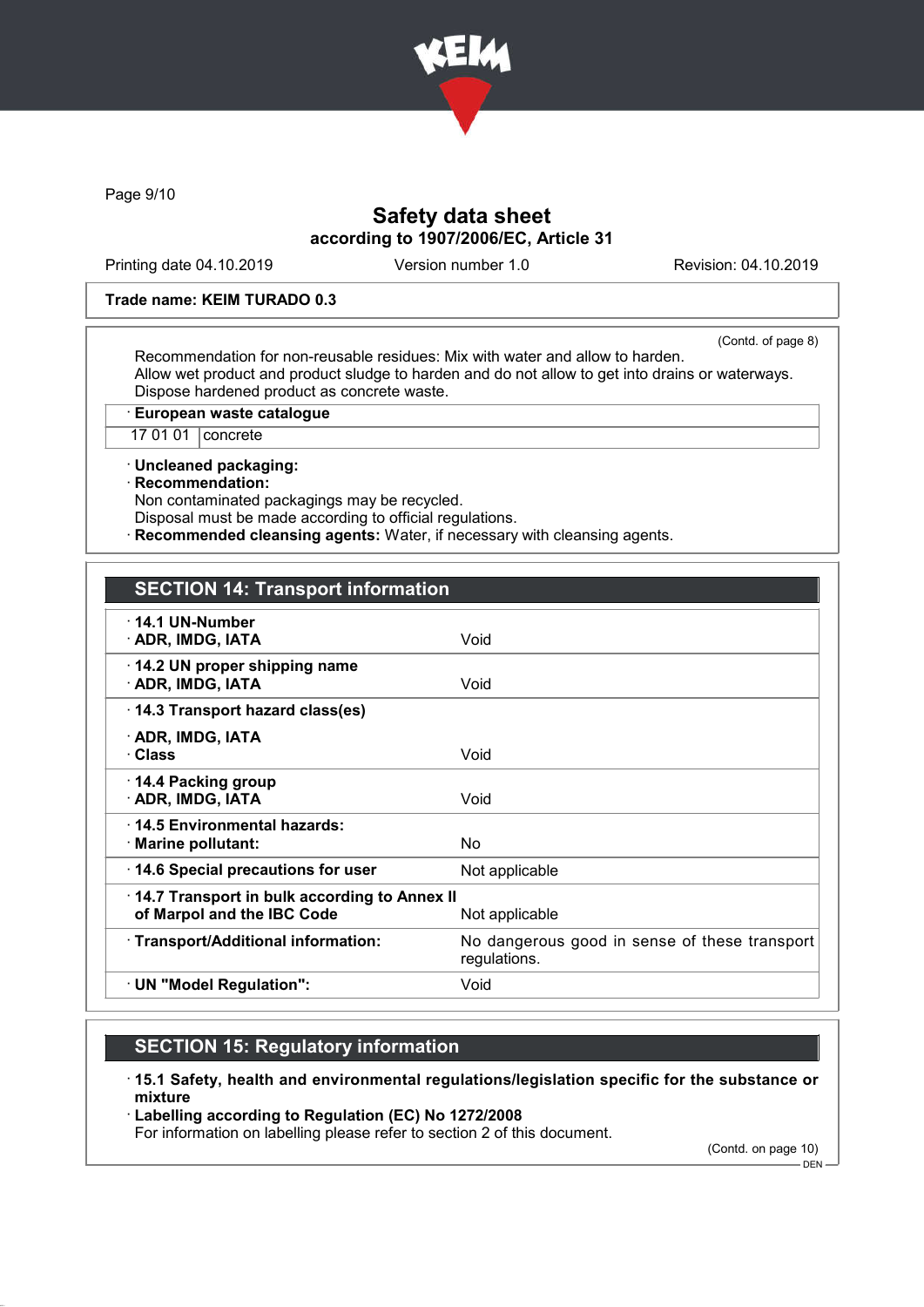Trade name: KEIM TURADO 0.3

(Contd. of page 8)

Recommendation for non-reusable residues: Mix with water and allow to harden.
Allow wet product and product sludge to harden and do not allow to get into drains or waterways.
Dispose hardened product as concrete waste.

· **European waste catalogue**

| 17 01 01 | concrete |
|---|---|

· **Uncleaned packaging:**
· **Recommendation:**
Non contaminated packagings may be recycled.
Disposal must be made according to official regulations.
· **Recommended cleansing agents:** Water, if necessary with cleansing agents.

## SECTION 14: Transport information

| | |
|---|---|
| · **14.1 UN-Number**<br>· **ADR, IMDG, IATA** | Void |
| · **14.2 UN proper shipping name**<br>· **ADR, IMDG, IATA** | Void |
| · **14.3 Transport hazard class(es)**<br>· **ADR, IMDG, IATA**<br>· **Class** | Void |
| · **14.4 Packing group**<br>· **ADR, IMDG, IATA** | Void |
| · **14.5 Environmental hazards:**<br>· **Marine pollutant:** | No |
| · **14.6 Special precautions for user** | Not applicable |
| · **14.7 Transport in bulk according to Annex II of Marpol and the IBC Code** | Not applicable |
| · **Transport/Additional information:** | No dangerous good in sense of these transport regulations. |
| · **UN "Model Regulation":** | Void |

## SECTION 15: Regulatory information

· **15.1 Safety, health and environmental regulations/legislation specific for the substance or mixture**
· **Labelling according to Regulation (EC) No 1272/2008**
For information on labelling please refer to section 2 of this document.

(Contd. on page 10)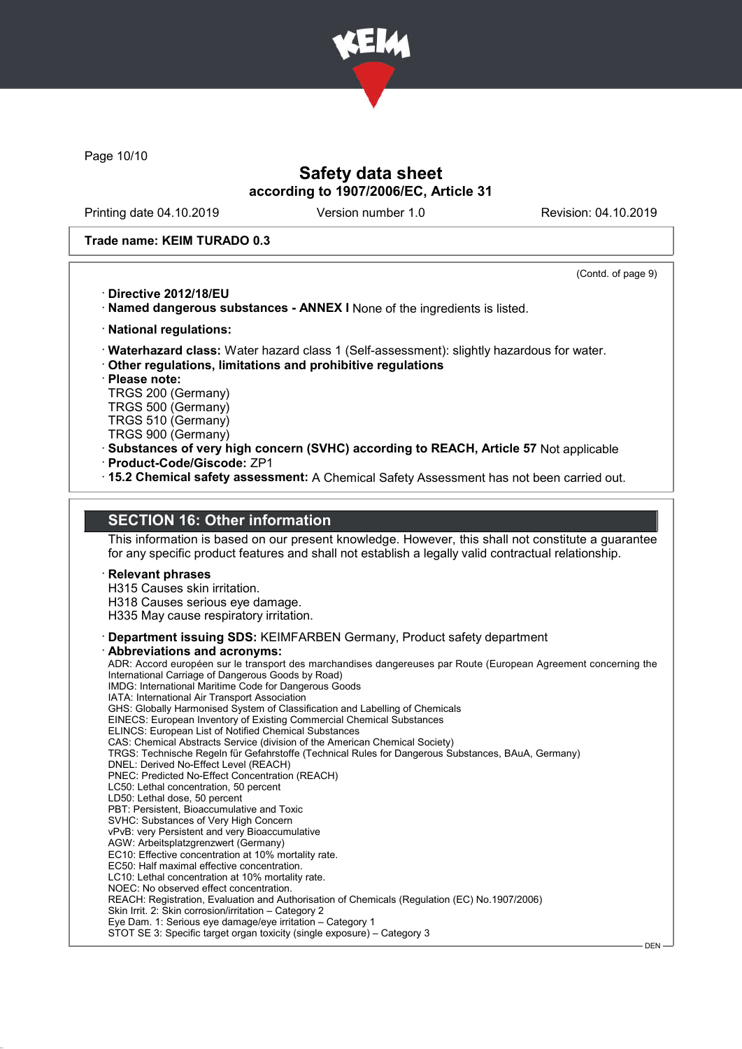# Safety data sheet
## according to 1907/2006/EC, Article 31

Printing date 04.10.2019 Version number 1.0 Revision: 04.10.2019

**Trade name: KEIM TURADO 0.3**

(Contd. of page 9)

· **Directive 2012/18/EU**
· **Named dangerous substances - ANNEX I** None of the ingredients is listed.

· **National regulations:**

· **Waterhazard class:** Water hazard class 1 (Self-assessment): slightly hazardous for water.
· **Other regulations, limitations and prohibitive regulations**
· **Please note:**
TRGS 200 (Germany)
TRGS 500 (Germany)
TRGS 510 (Germany)
TRGS 900 (Germany)
· **Substances of very high concern (SVHC) according to REACH, Article 57** Not applicable
· **Product-Code/Giscode:** ZP1
· **15.2 Chemical safety assessment:** A Chemical Safety Assessment has not been carried out.

## SECTION 16: Other information

This information is based on our present knowledge. However, this shall not constitute a guarantee for any specific product features and shall not establish a legally valid contractual relationship.

· **Relevant phrases**
H315 Causes skin irritation.
H318 Causes serious eye damage.
H335 May cause respiratory irritation.

· **Department issuing SDS:** KEIMFARBEN Germany, Product safety department
· **Abbreviations and acronyms:**
ADR: Accord européen sur le transport des marchandises dangereuses par Route (European Agreement concerning the International Carriage of Dangerous Goods by Road)
IMDG: International Maritime Code for Dangerous Goods
IATA: International Air Transport Association
GHS: Globally Harmonised System of Classification and Labelling of Chemicals
EINECS: European Inventory of Existing Commercial Chemical Substances
ELINCS: European List of Notified Chemical Substances
CAS: Chemical Abstracts Service (division of the American Chemical Society)
TRGS: Technische Regeln für Gefahrstoffe (Technical Rules for Dangerous Substances, BAuA, Germany)
DNEL: Derived No-Effect Level (REACH)
PNEC: Predicted No-Effect Concentration (REACH)
LC50: Lethal concentration, 50 percent
LD50: Lethal dose, 50 percent
PBT: Persistent, Bioaccumulative and Toxic
SVHC: Substances of Very High Concern
vPvB: very Persistent and very Bioaccumulative
AGW: Arbeitsplatzgrenzwert (Germany)
EC10: Effective concentration at 10% mortality rate.
EC50: Half maximal effective concentration.
LC10: Lethal concentration at 10% mortality rate.
NOEC: No observed effect concentration.
REACH: Registration, Evaluation and Authorisation of Chemicals (Regulation (EC) No.1907/2006)
Skin Irrit. 2: Skin corrosion/irritation – Category 2
Eye Dam. 1: Serious eye damage/eye irritation – Category 1
STOT SE 3: Specific target organ toxicity (single exposure) – Category 3